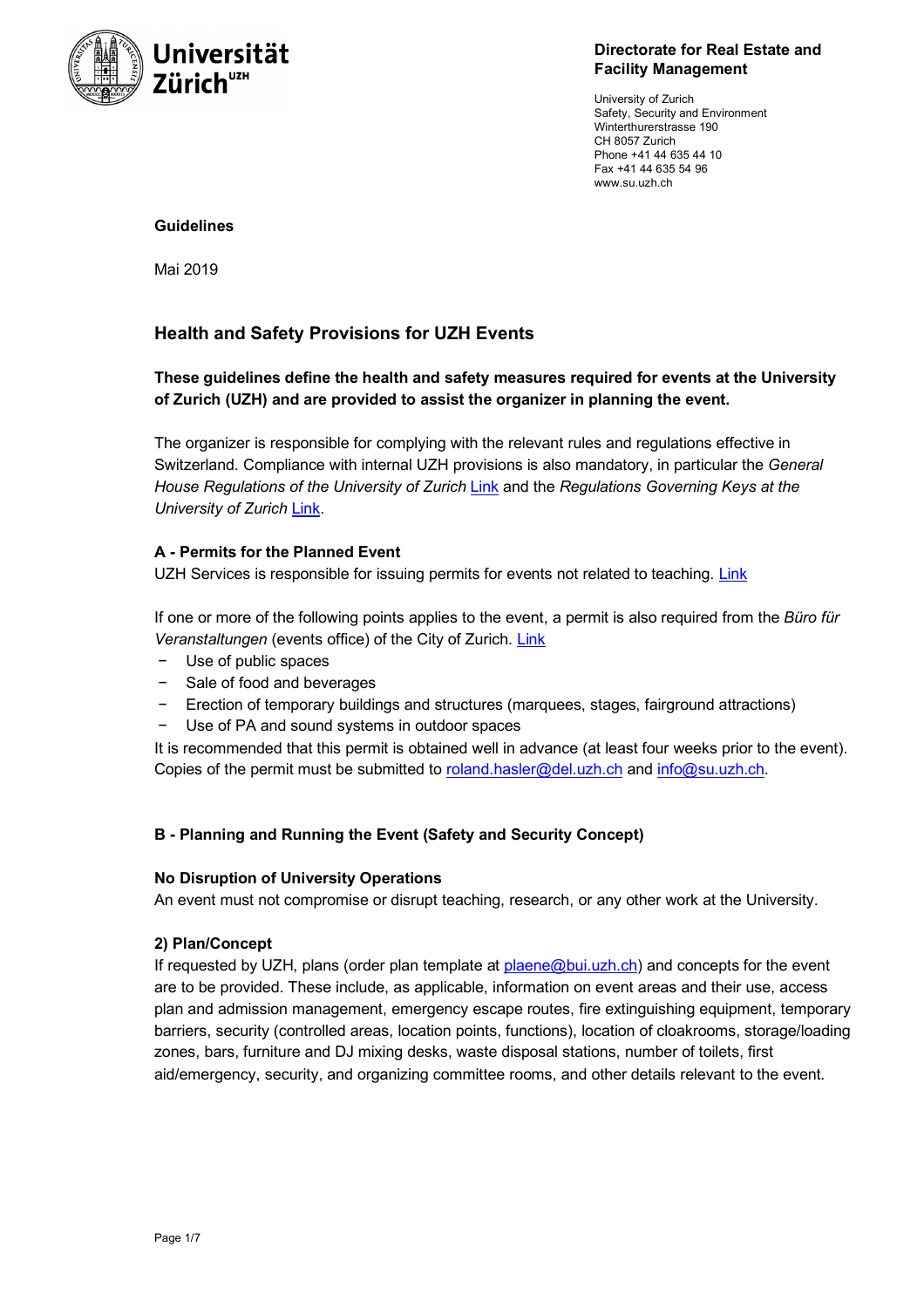Universität Zürich[UZH]

**Directorate for Real Estate and Facility Management**

University of Zurich
Safety, Security and Environment
Winterthurerstrasse 190
CH 8057 Zurich
Phone +41 44 635 44 10
Fax +41 44 635 54 96
www.su.uzh.ch

**Guidelines**

Mai 2019

# Health and Safety Provisions for UZH Events

**These guidelines define the health and safety measures required for events at the University of Zurich (UZH) and are provided to assist the organizer in planning the event.**

The organizer is responsible for complying with the relevant rules and regulations effective in Switzerland. Compliance with internal UZH provisions is also mandatory, in particular the *General House Regulations of the University of Zurich* Link and the *Regulations Governing Keys at the University of Zurich* Link.

## A - Permits for the Planned Event

UZH Services is responsible for issuing permits for events not related to teaching. Link

If one or more of the following points applies to the event, a permit is also required from the *Büro für Veranstaltungen* (events office) of the City of Zurich. Link

- Use of public spaces
- Sale of food and beverages
- Erection of temporary buildings and structures (marquees, stages, fairground attractions)
- Use of PA and sound systems in outdoor spaces

It is recommended that this permit is obtained well in advance (at least four weeks prior to the event). Copies of the permit must be submitted to roland.hasler@del.uzh.ch and info@su.uzh.ch.

## B - Planning and Running the Event (Safety and Security Concept)

### No Disruption of University Operations

An event must not compromise or disrupt teaching, research, or any other work at the University.

### 2) Plan/Concept

If requested by UZH, plans (order plan template at plaene@bui.uzh.ch) and concepts for the event are to be provided. These include, as applicable, information on event areas and their use, access plan and admission management, emergency escape routes, fire extinguishing equipment, temporary barriers, security (controlled areas, location points, functions), location of cloakrooms, storage/loading zones, bars, furniture and DJ mixing desks, waste disposal stations, number of toilets, first aid/emergency, security, and organizing committee rooms, and other details relevant to the event.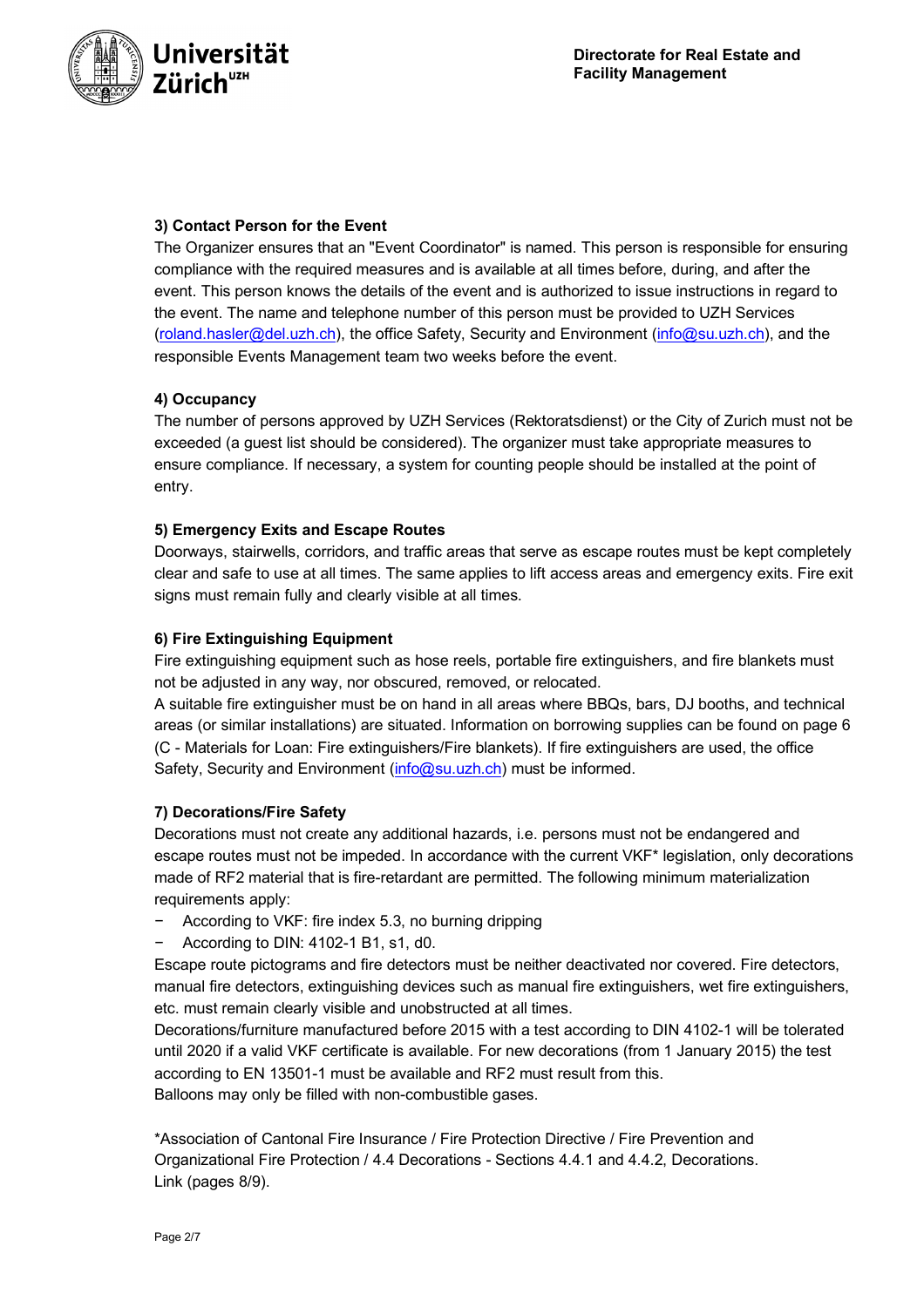### 3) Contact Person for the Event

The Organizer ensures that an "Event Coordinator" is named. This person is responsible for ensuring compliance with the required measures and is available at all times before, during, and after the event. This person knows the details of the event and is authorized to issue instructions in regard to the event. The name and telephone number of this person must be provided to UZH Services (roland.hasler@del.uzh.ch), the office Safety, Security and Environment (info@su.uzh.ch), and the responsible Events Management team two weeks before the event.

### 4) Occupancy

The number of persons approved by UZH Services (Rektoratsdienst) or the City of Zurich must not be exceeded (a guest list should be considered). The organizer must take appropriate measures to ensure compliance. If necessary, a system for counting people should be installed at the point of entry.

### 5) Emergency Exits and Escape Routes

Doorways, stairwells, corridors, and traffic areas that serve as escape routes must be kept completely clear and safe to use at all times. The same applies to lift access areas and emergency exits. Fire exit signs must remain fully and clearly visible at all times.

### 6) Fire Extinguishing Equipment

Fire extinguishing equipment such as hose reels, portable fire extinguishers, and fire blankets must not be adjusted in any way, nor obscured, removed, or relocated.

A suitable fire extinguisher must be on hand in all areas where BBQs, bars, DJ booths, and technical areas (or similar installations) are situated. Information on borrowing supplies can be found on page 6 (C - Materials for Loan: Fire extinguishers/Fire blankets). If fire extinguishers are used, the office Safety, Security and Environment (info@su.uzh.ch) must be informed.

### 7) Decorations/Fire Safety

Decorations must not create any additional hazards, i.e. persons must not be endangered and escape routes must not be impeded. In accordance with the current VKF* legislation, only decorations made of RF2 material that is fire-retardant are permitted. The following minimum materialization requirements apply:

- According to VKF: fire index 5.3, no burning dripping
- According to DIN: 4102-1 B1, s1, d0.

Escape route pictograms and fire detectors must be neither deactivated nor covered. Fire detectors, manual fire detectors, extinguishing devices such as manual fire extinguishers, wet fire extinguishers, etc. must remain clearly visible and unobstructed at all times.

Decorations/furniture manufactured before 2015 with a test according to DIN 4102-1 will be tolerated until 2020 if a valid VKF certificate is available. For new decorations (from 1 January 2015) the test according to EN 13501-1 must be available and RF2 must result from this.

Balloons may only be filled with non-combustible gases.

*Association of Cantonal Fire Insurance / Fire Protection Directive / Fire Prevention and Organizational Fire Protection / 4.4 Decorations - Sections 4.4.1 and 4.4.2, Decorations. Link (pages 8/9).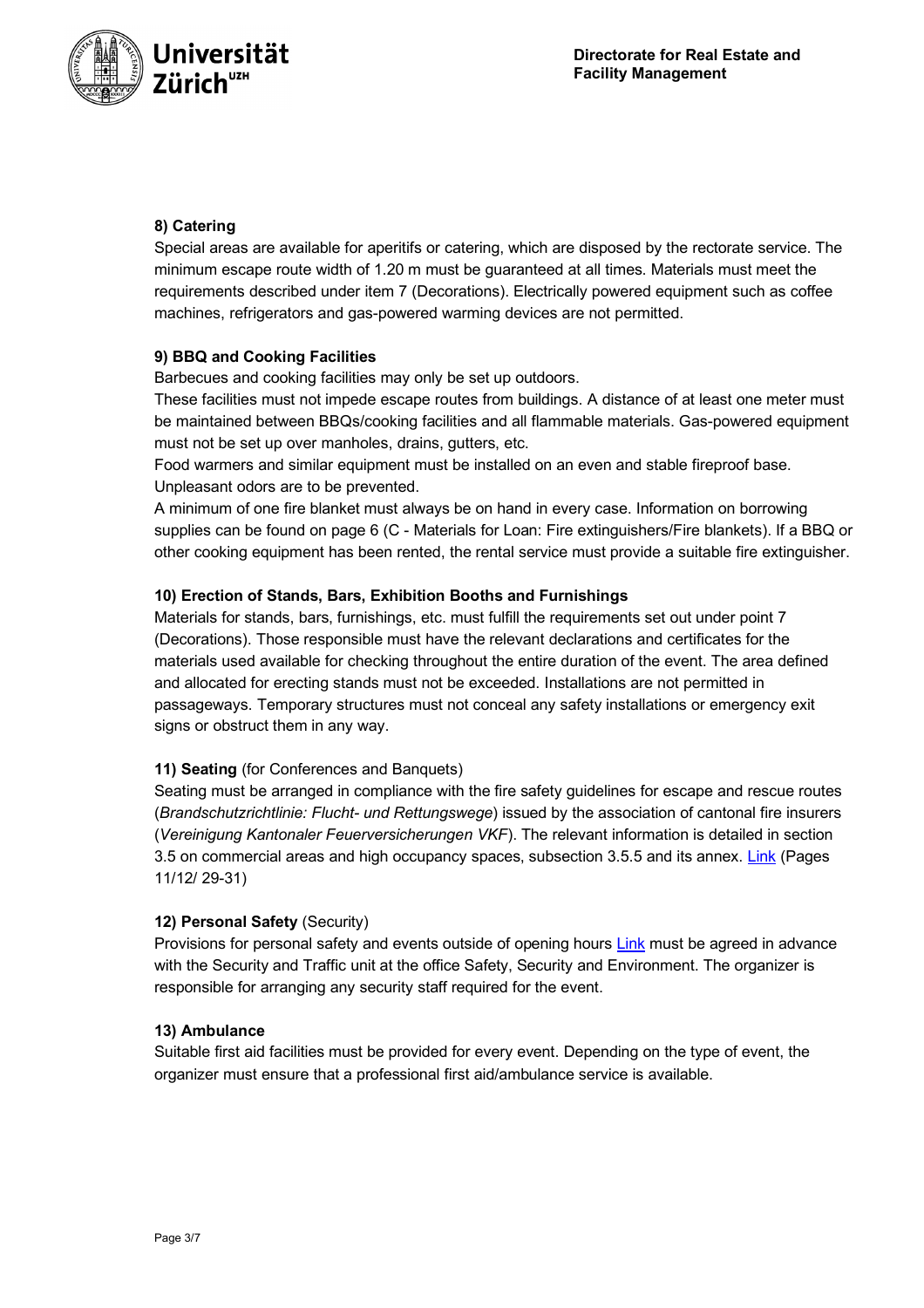### 8) Catering

Special areas are available for aperitifs or catering, which are disposed by the rectorate service. The minimum escape route width of 1.20 m must be guaranteed at all times. Materials must meet the requirements described under item 7 (Decorations). Electrically powered equipment such as coffee machines, refrigerators and gas-powered warming devices are not permitted.

### 9) BBQ and Cooking Facilities

Barbecues and cooking facilities may only be set up outdoors.
These facilities must not impede escape routes from buildings. A distance of at least one meter must be maintained between BBQs/cooking facilities and all flammable materials. Gas-powered equipment must not be set up over manholes, drains, gutters, etc.
Food warmers and similar equipment must be installed on an even and stable fireproof base. Unpleasant odors are to be prevented.
A minimum of one fire blanket must always be on hand in every case. Information on borrowing supplies can be found on page 6 (C - Materials for Loan: Fire extinguishers/Fire blankets). If a BBQ or other cooking equipment has been rented, the rental service must provide a suitable fire extinguisher.

### 10) Erection of Stands, Bars, Exhibition Booths and Furnishings

Materials for stands, bars, furnishings, etc. must fulfill the requirements set out under point 7 (Decorations). Those responsible must have the relevant declarations and certificates for the materials used available for checking throughout the entire duration of the event. The area defined and allocated for erecting stands must not be exceeded. Installations are not permitted in passageways. Temporary structures must not conceal any safety installations or emergency exit signs or obstruct them in any way.

### 11) Seating (for Conferences and Banquets)

Seating must be arranged in compliance with the fire safety guidelines for escape and rescue routes (*Brandschutzrichtlinie: Flucht- und Rettungswege*) issued by the association of cantonal fire insurers (*Vereinigung Kantonaler Feuerversicherungen VKF*). The relevant information is detailed in section 3.5 on commercial areas and high occupancy spaces, subsection 3.5.5 and its annex. Link (Pages 11/12/ 29-31)

### 12) Personal Safety (Security)

Provisions for personal safety and events outside of opening hours Link must be agreed in advance with the Security and Traffic unit at the office Safety, Security and Environment. The organizer is responsible for arranging any security staff required for the event.

### 13) Ambulance

Suitable first aid facilities must be provided for every event. Depending on the type of event, the organizer must ensure that a professional first aid/ambulance service is available.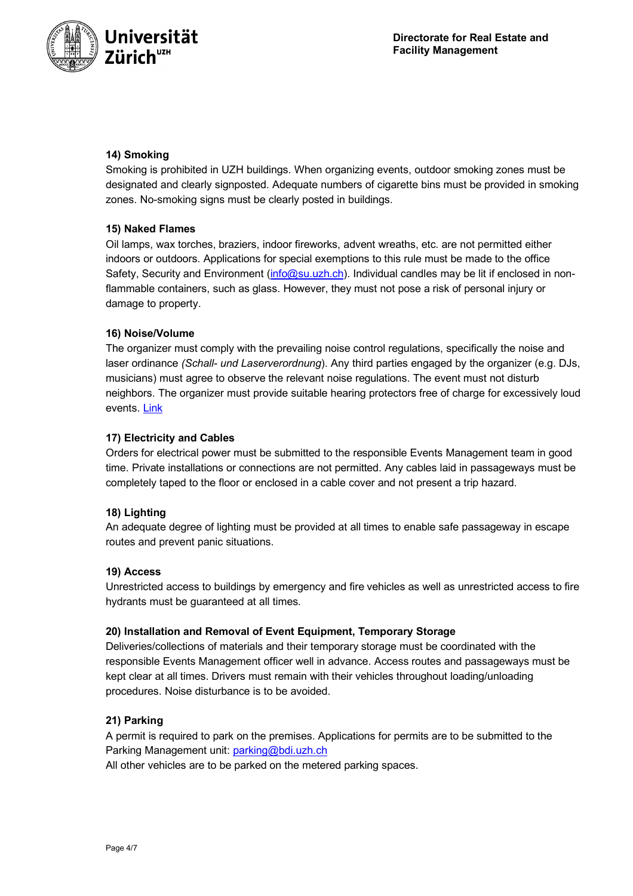### 14) Smoking

Smoking is prohibited in UZH buildings. When organizing events, outdoor smoking zones must be designated and clearly signposted. Adequate numbers of cigarette bins must be provided in smoking zones. No-smoking signs must be clearly posted in buildings.

### 15) Naked Flames

Oil lamps, wax torches, braziers, indoor fireworks, advent wreaths, etc. are not permitted either indoors or outdoors. Applications for special exemptions to this rule must be made to the office Safety, Security and Environment (info@su.uzh.ch). Individual candles may be lit if enclosed in non-flammable containers, such as glass. However, they must not pose a risk of personal injury or damage to property.

### 16) Noise/Volume

The organizer must comply with the prevailing noise control regulations, specifically the noise and laser ordinance *(Schall- und Laserverordnung)*. Any third parties engaged by the organizer (e.g. DJs, musicians) must agree to observe the relevant noise regulations. The event must not disturb neighbors. The organizer must provide suitable hearing protectors free of charge for excessively loud events. Link

### 17) Electricity and Cables

Orders for electrical power must be submitted to the responsible Events Management team in good time. Private installations or connections are not permitted. Any cables laid in passageways must be completely taped to the floor or enclosed in a cable cover and not present a trip hazard.

### 18) Lighting

An adequate degree of lighting must be provided at all times to enable safe passageway in escape routes and prevent panic situations.

### 19) Access

Unrestricted access to buildings by emergency and fire vehicles as well as unrestricted access to fire hydrants must be guaranteed at all times.

### 20) Installation and Removal of Event Equipment, Temporary Storage

Deliveries/collections of materials and their temporary storage must be coordinated with the responsible Events Management officer well in advance. Access routes and passageways must be kept clear at all times. Drivers must remain with their vehicles throughout loading/unloading procedures. Noise disturbance is to be avoided.

### 21) Parking

A permit is required to park on the premises. Applications for permits are to be submitted to the Parking Management unit: parking@bdi.uzh.ch
All other vehicles are to be parked on the metered parking spaces.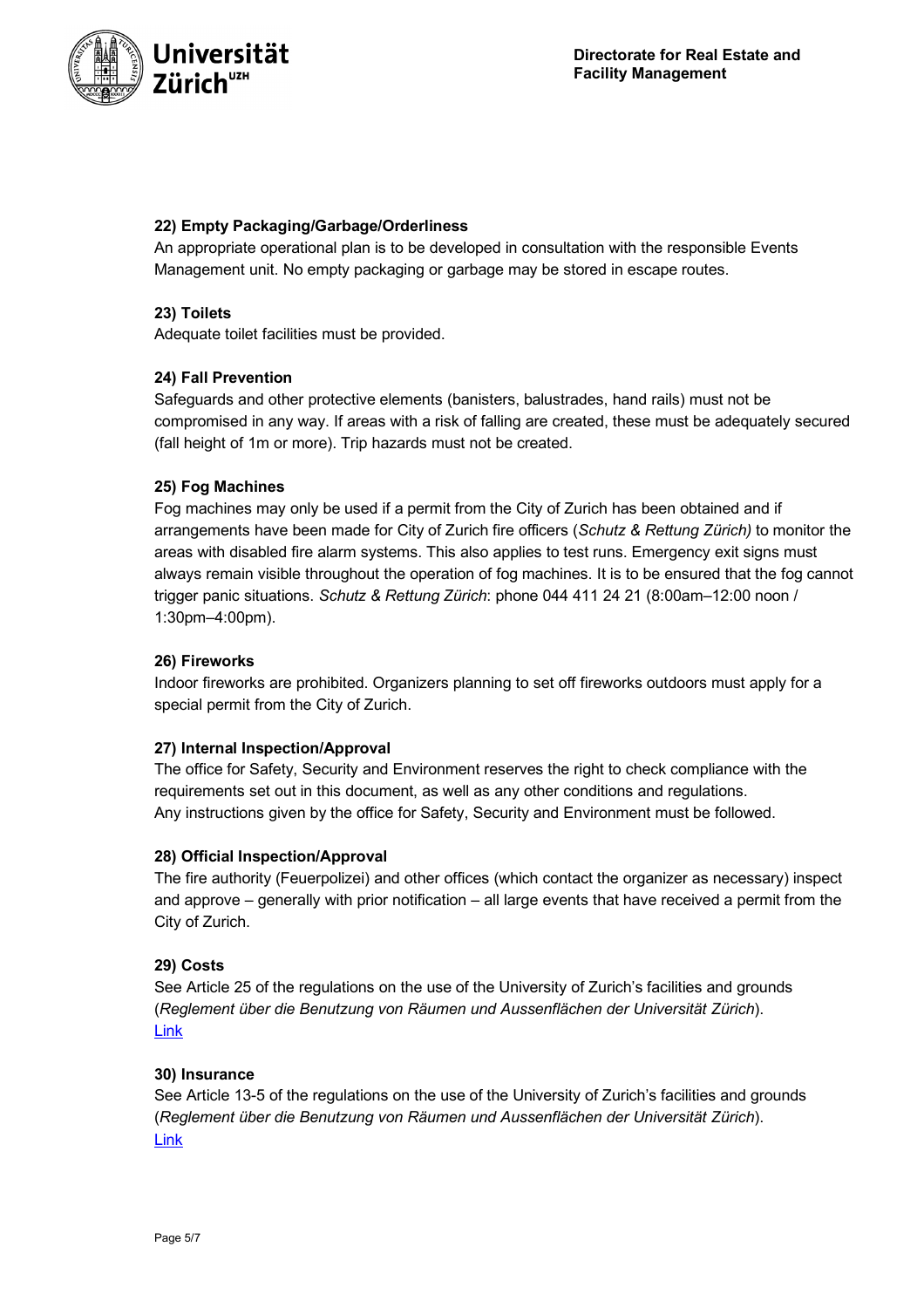**22) Empty Packaging/Garbage/Orderliness**

An appropriate operational plan is to be developed in consultation with the responsible Events Management unit. No empty packaging or garbage may be stored in escape routes.

**23) Toilets**

Adequate toilet facilities must be provided.

**24) Fall Prevention**

Safeguards and other protective elements (banisters, balustrades, hand rails) must not be compromised in any way. If areas with a risk of falling are created, these must be adequately secured (fall height of 1m or more). Trip hazards must not be created.

**25) Fog Machines**

Fog machines may only be used if a permit from the City of Zurich has been obtained and if arrangements have been made for City of Zurich fire officers (*Schutz & Rettung Zürich)* to monitor the areas with disabled fire alarm systems. This also applies to test runs. Emergency exit signs must always remain visible throughout the operation of fog machines. It is to be ensured that the fog cannot trigger panic situations. *Schutz & Rettung Zürich*: phone 044 411 24 21 (8:00am–12:00 noon / 1:30pm–4:00pm).

**26) Fireworks**

Indoor fireworks are prohibited. Organizers planning to set off fireworks outdoors must apply for a special permit from the City of Zurich.

**27) Internal Inspection/Approval**

The office for Safety, Security and Environment reserves the right to check compliance with the requirements set out in this document, as well as any other conditions and regulations.
Any instructions given by the office for Safety, Security and Environment must be followed.

**28) Official Inspection/Approval**

The fire authority (Feuerpolizei) and other offices (which contact the organizer as necessary) inspect and approve – generally with prior notification – all large events that have received a permit from the City of Zurich.

**29) Costs**

See Article 25 of the regulations on the use of the University of Zurich's facilities and grounds (*Reglement über die Benutzung von Räumen und Aussenflächen der Universität Zürich*).
Link

**30) Insurance**

See Article 13-5 of the regulations on the use of the University of Zurich's facilities and grounds (*Reglement über die Benutzung von Räumen und Aussenflächen der Universität Zürich*).
Link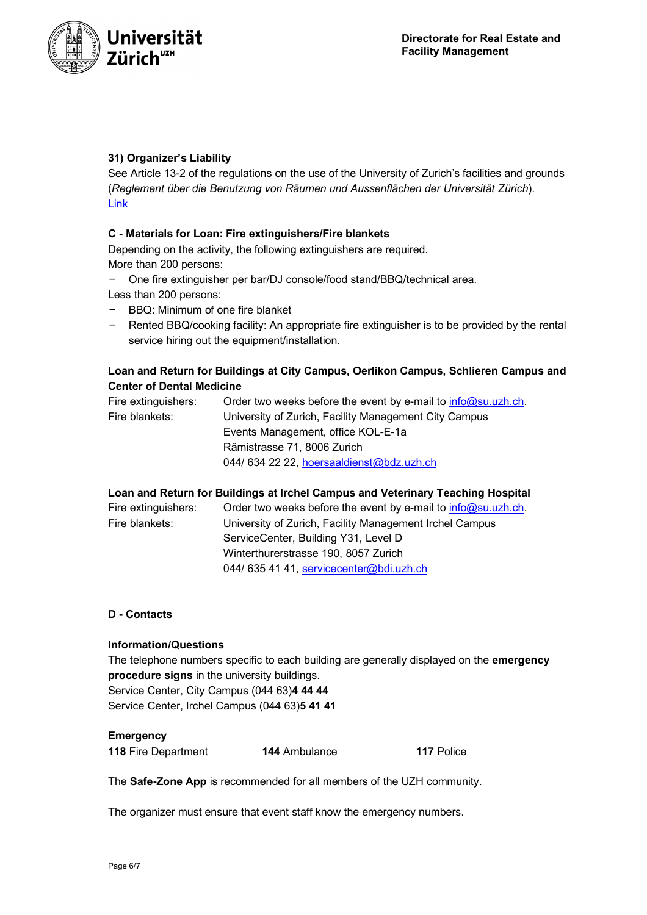**31) Organizer's Liability**

See Article 13-2 of the regulations on the use of the University of Zurich's facilities and grounds (*Reglement über die Benutzung von Räumen und Aussenflächen der Universität Zürich*).
Link

**C - Materials for Loan: Fire extinguishers/Fire blankets**

Depending on the activity, the following extinguishers are required.
More than 200 persons:

- One fire extinguisher per bar/DJ console/food stand/BBQ/technical area.

Less than 200 persons:

- BBQ: Minimum of one fire blanket
- Rented BBQ/cooking facility: An appropriate fire extinguisher is to be provided by the rental service hiring out the equipment/installation.

**Loan and Return for Buildings at City Campus, Oerlikon Campus, Schlieren Campus and Center of Dental Medicine**

Fire extinguishers: Order two weeks before the event by e-mail to info@su.uzh.ch.
Fire blankets: University of Zurich, Facility Management City Campus
Events Management, office KOL-E-1a
Rämistrasse 71, 8006 Zurich
044/ 634 22 22, hoersaaldienst@bdz.uzh.ch

**Loan and Return for Buildings at Irchel Campus and Veterinary Teaching Hospital**

Fire extinguishers: Order two weeks before the event by e-mail to info@su.uzh.ch.
Fire blankets: University of Zurich, Facility Management Irchel Campus
ServiceCenter, Building Y31, Level D
Winterthurerstrasse 190, 8057 Zurich
044/ 635 41 41, servicecenter@bdi.uzh.ch

**D - Contacts**

**Information/Questions**

The telephone numbers specific to each building are generally displayed on the **emergency procedure signs** in the university buildings.
Service Center, City Campus (044 63)**4 44 44**
Service Center, Irchel Campus (044 63)**5 41 41**

**Emergency**

**118** Fire Department **144** Ambulance **117** Police

The **Safe-Zone App** is recommended for all members of the UZH community.

The organizer must ensure that event staff know the emergency numbers.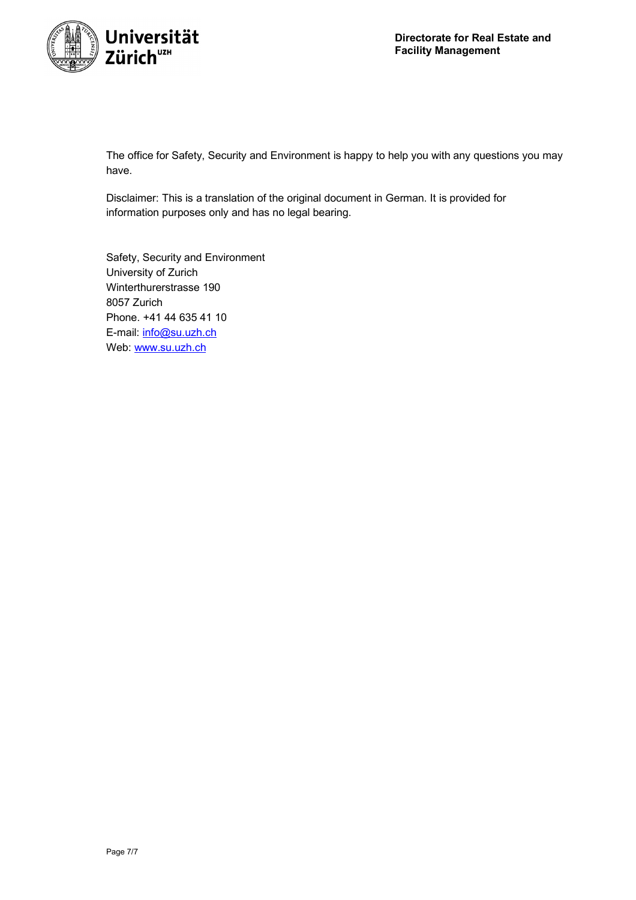The office for Safety, Security and Environment is happy to help you with any questions you may have.

Disclaimer: This is a translation of the original document in German. It is provided for information purposes only and has no legal bearing.

Safety, Security and Environment  
University of Zurich  
Winterthurerstrasse 190  
8057 Zurich  
Phone. +41 44 635 41 10  
E-mail: info@su.uzh.ch  
Web: www.su.uzh.ch